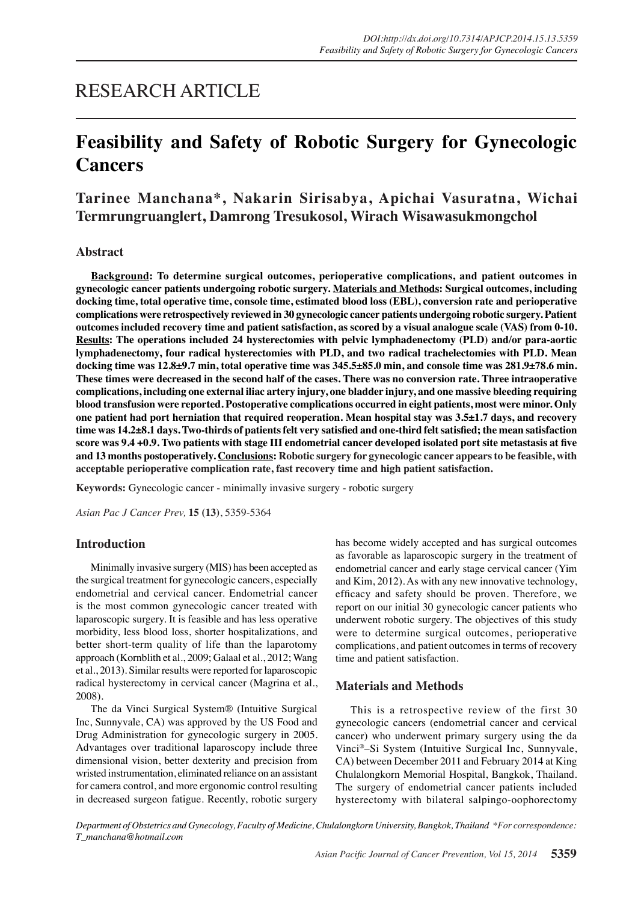RESEARCH ARTICLE

# Feasibility and Safety of Robotic Surgery for Gynecologic Cancers

**Tarinee Manchana*, Nakarin Sirisabya, Apichai Vasuratna, Wichai Termrungruanglert, Damrong Tresukosol, Wirach Wisawasukmongchol**

## Abstract

**Background: To determine surgical outcomes, perioperative complications, and patient outcomes in gynecologic cancer patients undergoing robotic surgery. Materials and Methods: Surgical outcomes, including docking time, total operative time, console time, estimated blood loss (EBL), conversion rate and perioperative complications were retrospectively reviewed in 30 gynecologic cancer patients undergoing robotic surgery. Patient outcomes included recovery time and patient satisfaction, as scored by a visual analogue scale (VAS) from 0-10. Results: The operations included 24 hysterectomies with pelvic lymphadenectomy (PLD) and/or para-aortic lymphadenectomy, four radical hysterectomies with PLD, and two radical trachelectomies with PLD. Mean docking time was 12.8±9.7 min, total operative time was 345.5±85.0 min, and console time was 281.9±78.6 min. These times were decreased in the second half of the cases. There was no conversion rate. Three intraoperative complications, including one external iliac artery injury, one bladder injury, and one massive bleeding requiring blood transfusion were reported. Postoperative complications occurred in eight patients, most were minor. Only one patient had port herniation that required reoperation. Mean hospital stay was 3.5±1.7 days, and recovery time was 14.2±8.1 days. Two-thirds of patients felt very satisfied and one-third felt satisfied; the mean satisfaction score was 9.4 +0.9. Two patients with stage III endometrial cancer developed isolated port site metastasis at five and 13 months postoperatively. Conclusions: Robotic surgery for gynecologic cancer appears to be feasible, with acceptable perioperative complication rate, fast recovery time and high patient satisfaction.**

**Keywords:** Gynecologic cancer - minimally invasive surgery - robotic surgery

## Introduction

Minimally invasive surgery (MIS) has been accepted as the surgical treatment for gynecologic cancers, especially endometrial and cervical cancer. Endometrial cancer is the most common gynecologic cancer treated with laparoscopic surgery. It is feasible and has less operative morbidity, less blood loss, shorter hospitalizations, and better short-term quality of life than the laparotomy approach (Kornblith et al., 2009; Galaal et al., 2012; Wang et al., 2013). Similar results were reported for laparoscopic radical hysterectomy in cervical cancer (Magrina et al., 2008).

The da Vinci Surgical System® (Intuitive Surgical Inc, Sunnyvale, CA) was approved by the US Food and Drug Administration for gynecologic surgery in 2005. Advantages over traditional laparoscopy include three dimensional vision, better dexterity and precision from wristed instrumentation, eliminated reliance on an assistant for camera control, and more ergonomic control resulting in decreased surgeon fatigue. Recently, robotic surgery has become widely accepted and has surgical outcomes as favorable as laparoscopic surgery in the treatment of endometrial cancer and early stage cervical cancer (Yim and Kim, 2012). As with any new innovative technology, efficacy and safety should be proven. Therefore, we report on our initial 30 gynecologic cancer patients who underwent robotic surgery. The objectives of this study were to determine surgical outcomes, perioperative complications, and patient outcomes in terms of recovery time and patient satisfaction.

## Materials and Methods

This is a retrospective review of the first 30 gynecologic cancers (endometrial cancer and cervical cancer) who underwent primary surgery using the da Vinci®–Si System (Intuitive Surgical Inc, Sunnyvale, CA) between December 2011 and February 2014 at King Chulalongkorn Memorial Hospital, Bangkok, Thailand. The surgery of endometrial cancer patients included hysterectomy with bilateral salpingo-oophorectomy

*Department of Obstetrics and Gynecology, Faculty of Medicine, Chulalongkorn University, Bangkok, Thailand *For correspondence: T_manchana@hotmail.com*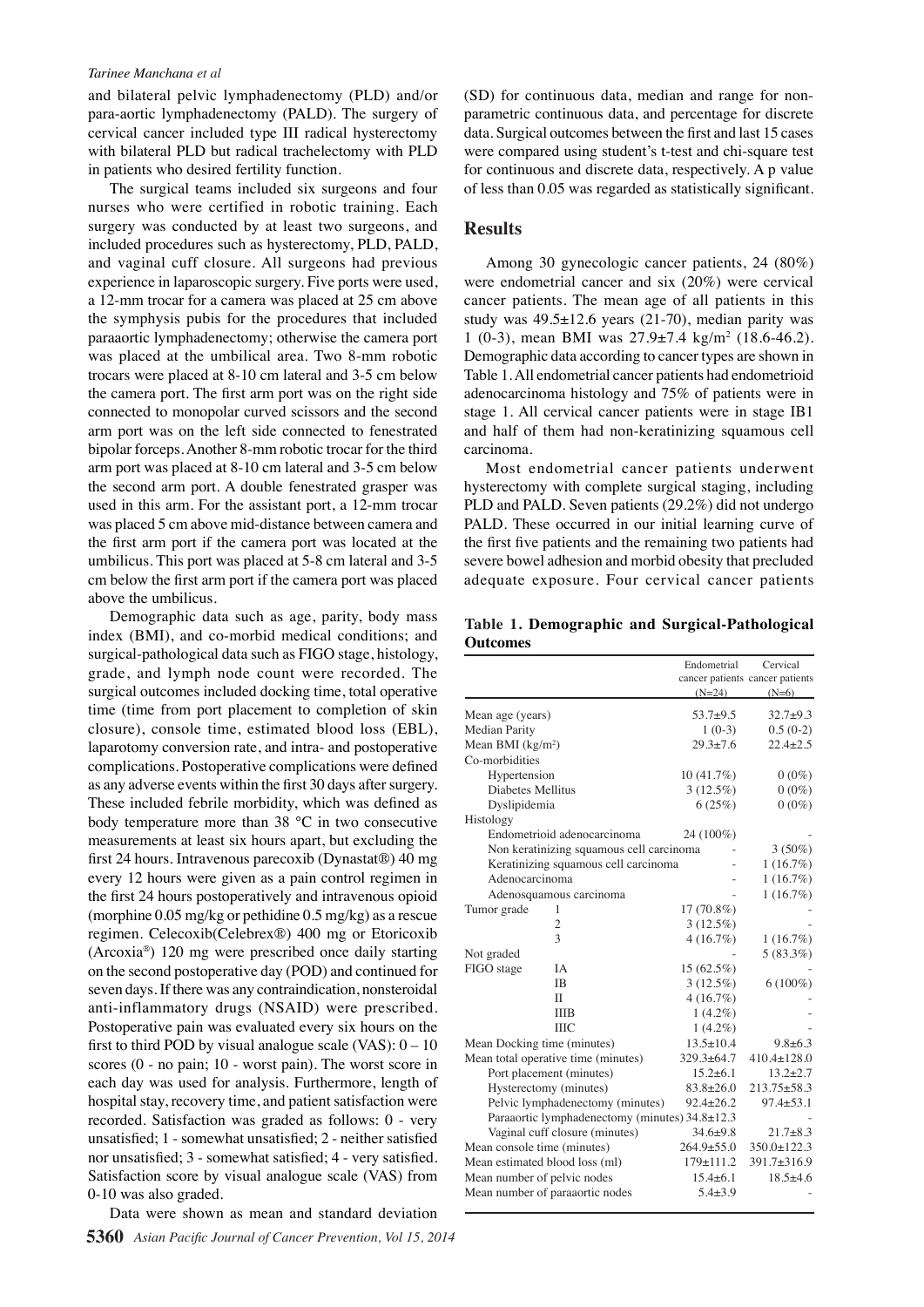and bilateral pelvic lymphadenectomy (PLD) and/or para-aortic lymphadenectomy (PALD). The surgery of cervical cancer included type III radical hysterectomy with bilateral PLD but radical trachelectomy with PLD in patients who desired fertility function.

The surgical teams included six surgeons and four nurses who were certified in robotic training. Each surgery was conducted by at least two surgeons, and included procedures such as hysterectomy, PLD, PALD, and vaginal cuff closure. All surgeons had previous experience in laparoscopic surgery. Five ports were used, a 12-mm trocar for a camera was placed at 25 cm above the symphysis pubis for the procedures that included paraaortic lymphadenectomy; otherwise the camera port was placed at the umbilical area. Two 8-mm robotic trocars were placed at 8-10 cm lateral and 3-5 cm below the camera port. The first arm port was on the right side connected to monopolar curved scissors and the second arm port was on the left side connected to fenestrated bipolar forceps. Another 8-mm robotic trocar for the third arm port was placed at 8-10 cm lateral and 3-5 cm below the second arm port. A double fenestrated grasper was used in this arm. For the assistant port, a 12-mm trocar was placed 5 cm above mid-distance between camera and the first arm port if the camera port was located at the umbilicus. This port was placed at 5-8 cm lateral and 3-5 cm below the first arm port if the camera port was placed above the umbilicus.

Demographic data such as age, parity, body mass index (BMI), and co-morbid medical conditions; and surgical-pathological data such as FIGO stage, histology, grade, and lymph node count were recorded. The surgical outcomes included docking time, total operative time (time from port placement to completion of skin closure), console time, estimated blood loss (EBL), laparotomy conversion rate, and intra- and postoperative complications. Postoperative complications were defined as any adverse events within the first 30 days after surgery. These included febrile morbidity, which was defined as body temperature more than 38 °C in two consecutive measurements at least six hours apart, but excluding the first 24 hours. Intravenous parecoxib (Dynastat®) 40 mg every 12 hours were given as a pain control regimen in the first 24 hours postoperatively and intravenous opioid (morphine 0.05 mg/kg or pethidine 0.5 mg/kg) as a rescue regimen. Celecoxib(Celebrex®) 400 mg or Etoricoxib (Arcoxia®) 120 mg were prescribed once daily starting on the second postoperative day (POD) and continued for seven days. If there was any contraindication, nonsteroidal anti-inflammatory drugs (NSAID) were prescribed. Postoperative pain was evaluated every six hours on the first to third POD by visual analogue scale (VAS): 0 – 10 scores (0 - no pain; 10 - worst pain). The worst score in each day was used for analysis. Furthermore, length of hospital stay, recovery time, and patient satisfaction were recorded. Satisfaction was graded as follows: 0 - very unsatisfied; 1 - somewhat unsatisfied; 2 - neither satisfied nor unsatisfied; 3 - somewhat satisfied; 4 - very satisfied. Satisfaction score by visual analogue scale (VAS) from 0-10 was also graded.

Data were shown as mean and standard deviation (SD) for continuous data, median and range for non-parametric continuous data, and percentage for discrete data. Surgical outcomes between the first and last 15 cases were compared using student's t-test and chi-square test for continuous and discrete data, respectively. A p value of less than 0.05 was regarded as statistically significant.

## Results

Among 30 gynecologic cancer patients, 24 (80%) were endometrial cancer and six (20%) were cervical cancer patients. The mean age of all patients in this study was 49.5±12.6 years (21-70), median parity was 1 (0-3), mean BMI was 27.9±7.4 kg/m$^2$ (18.6-46.2). Demographic data according to cancer types are shown in Table 1. All endometrial cancer patients had endometrioid adenocarcinoma histology and 75% of patients were in stage 1. All cervical cancer patients were in stage IB1 and half of them had non-keratinizing squamous cell carcinoma.

Most endometrial cancer patients underwent hysterectomy with complete surgical staging, including PLD and PALD. Seven patients (29.2%) did not undergo PALD. These occurred in our initial learning curve of the first five patients and the remaining two patients had severe bowel adhesion and morbid obesity that precluded adequate exposure. Four cervical cancer patients

**Table 1. Demographic and Surgical-Pathological Outcomes**

| | | Endometrial cancer patients (N=24) | Cervical cancer patients (N=6) |
|---|---|---|---|
| Mean age (years) | | 53.7±9.5 | 32.7±9.3 |
| Median Parity | | 1 (0-3) | 0.5 (0-2) |
| Mean BMI (kg/m$^2$) | | 29.3±7.6 | 22.4±2.5 |
| Co-morbidities | | | |
| Hypertension | | 10 (41.7%) | 0 (0%) |
| Diabetes Mellitus | | 3 (12.5%) | 0 (0%) |
| Dyslipidemia | | 6 (25%) | 0 (0%) |
| Histology | | | |
| Endometrioid adenocarcinoma | | 24 (100%) | - |
| Non keratinizing squamous cell carcinoma | | - | 3 (50%) |
| Keratinizing squamous cell carcinoma | | - | 1 (16.7%) |
| Adenocarcinoma | | - | 1 (16.7%) |
| Adenosquamous carcinoma | | - | 1 (16.7%) |
| Tumor grade | 1 | 17 (70.8%) | - |
| | 2 | 3 (12.5%) | - |
| | 3 | 4 (16.7%) | 1 (16.7%) |
| Not graded | | - | 5 (83.3%) |
| FIGO stage | IA | 15 (62.5%) | - |
| | IB | 3 (12.5%) | 6 (100%) |
| | II | 4 (16.7%) | - |
| | IIIB | 1 (4.2%) | - |
| | IIIC | 1 (4.2%) | - |
| Mean Docking time (minutes) | | 13.5±10.4 | 9.8±6.3 |
| Mean total operative time (minutes) | | 329.3±64.7 | 410.4±128.0 |
| Port placement (minutes) | | 15.2±6.1 | 13.2±2.7 |
| Hysterectomy (minutes) | | 83.8±26.0 | 213.75±58.3 |
| Pelvic lymphadenectomy (minutes) | | 92.4±26.2 | 97.4±53.1 |
| Paraaortic lymphadenectomy (minutes) | | 34.8±12.3 | - |
| Vaginal cuff closure (minutes) | | 34.6±9.8 | 21.7±8.3 |
| Mean console time (minutes) | | 264.9±55.0 | 350.0±122.3 |
| Mean estimated blood loss (ml) | | 179±111.2 | 391.7±316.9 |
| Mean number of pelvic nodes | | 15.4±6.1 | 18.5±4.6 |
| Mean number of paraaortic nodes | | 5.4±3.9 | - |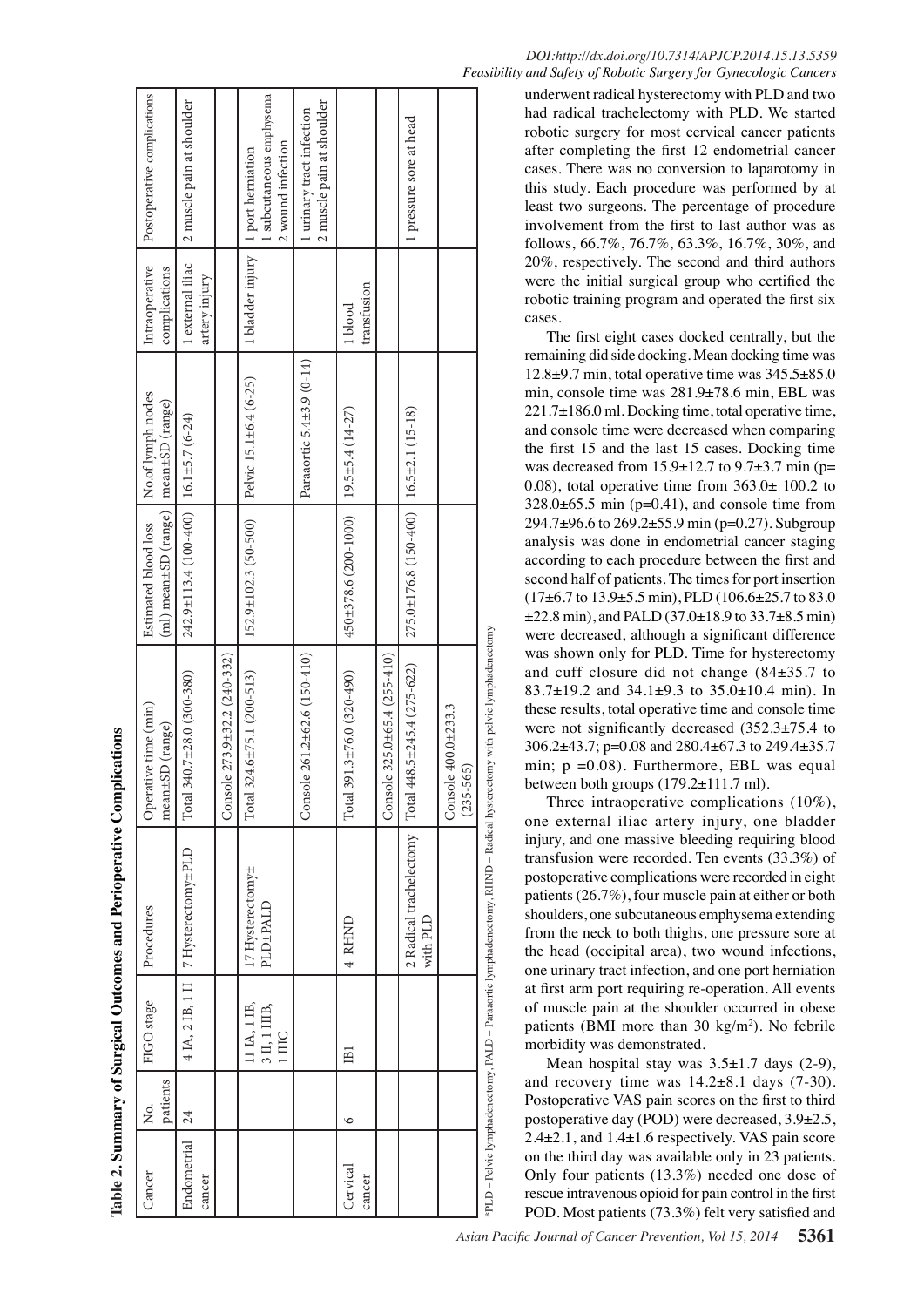**Table 2. Summary of Surgical Outcomes and Perioperative Complications**

| Cancer | No. patients | FIGO stage | Procedures | Operative time (min) mean±SD (range) | Estimated blood loss (ml) mean±SD (range) | No.of lymph nodes mean±SD (range) | Intraoperative complications | Postoperative complications |
|---|---|---|---|---|---|---|---|---|
| Endometrial cancer | 24 | 4 IA, 2 IB, 1 II | 7 Hysterectomy±PLD | Total 340.7±28.0 (300-380) | 242.9±113.4 (100-400) | 16.1±5.7 (6-24) | 1 external iliac artery injury | 2 muscle pain at shoulder |
| | | | | Console 273.9±32.2 (240-332) | | | | |
| | | 11 IA, 1 IB, 3 II, 1 IIIB, 1 IIIC | 17 Hysterectomy± PLD±PALD | Total 324.6±75.1 (200-513) | 152.9±102.3 (50-500) | Pelvic 15.1±6.4 (6-25) | 1 bladder injury | 1 port herniation<br>1 subcutaneous emphysema<br>2 wound infection |
| | | | | Console 261.2±62.6 (150-410) | | Paraaortic 5.4±3.9 (0-14) | | 1 urinary tract infection<br>2 muscle pain at shoulder |
| Cervical cancer | 6 | IB1 | 4 RHND | Total 391.3±76.0 (320-490) | 450±378.6 (200-1000) | 19.5±5.4 (14-27) | 1 blood transfusion | |
| | | | | Console 325.0±65.4 (255-410) | | | | |
| | | | 2 Radical trachelectomy with PLD | Total 448.5±245.4 (275-622) | 275.0±176.8 (150-400) | 16.5±2.1 (15-18) | | 1 pressure sore at head |
| | | | | Console 400.0±233.3 (235-565) | | | | |

*PLD – Pelvic lymphadenectomy, PALD – Paraaortic lymphadenectomy, RHND – Radical hysterectomy with pelvic lymphadenectomy

underwent radical hysterectomy with PLD and two had radical trachelectomy with PLD. We started robotic surgery for most cervical cancer patients after completing the first 12 endometrial cancer cases. There was no conversion to laparotomy in this study. Each procedure was performed by at least two surgeons. The percentage of procedure involvement from the first to last author was as follows, 66.7%, 76.7%, 63.3%, 16.7%, 30%, and 20%, respectively. The second and third authors were the initial surgical group who certified the robotic training program and operated the first six cases.

The first eight cases docked centrally, but the remaining did side docking. Mean docking time was 12.8±9.7 min, total operative time was 345.5±85.0 min, console time was 281.9±78.6 min, EBL was 221.7±186.0 ml. Docking time, total operative time, and console time were decreased when comparing the first 15 and the last 15 cases. Docking time was decreased from 15.9±12.7 to 9.7±3.7 min (p= 0.08), total operative time from 363.0± 100.2 to 328.0±65.5 min (p=0.41), and console time from 294.7±96.6 to 269.2±55.9 min (p=0.27). Subgroup analysis was done in endometrial cancer staging according to each procedure between the first and second half of patients. The times for port insertion (17±6.7 to 13.9±5.5 min), PLD (106.6±25.7 to 83.0 ±22.8 min), and PALD (37.0±18.9 to 33.7±8.5 min) were decreased, although a significant difference was shown only for PLD. Time for hysterectomy and cuff closure did not change (84±35.7 to 83.7±19.2 and 34.1±9.3 to 35.0±10.4 min). In these results, total operative time and console time were not significantly decreased (352.3±75.4 to 306.2±43.7; p=0.08 and 280.4±67.3 to 249.4±35.7 min; p =0.08). Furthermore, EBL was equal between both groups (179.2±111.7 ml).

Three intraoperative complications (10%), one external iliac artery injury, one bladder injury, and one massive bleeding requiring blood transfusion were recorded. Ten events (33.3%) of postoperative complications were recorded in eight patients (26.7%), four muscle pain at either or both shoulders, one subcutaneous emphysema extending from the neck to both thighs, one pressure sore at the head (occipital area), two wound infections, one urinary tract infection, and one port herniation at first arm port requiring re-operation. All events of muscle pain at the shoulder occurred in obese patients (BMI more than 30 kg/m$^2$). No febrile morbidity was demonstrated.

Mean hospital stay was 3.5±1.7 days (2-9), and recovery time was 14.2±8.1 days (7-30). Postoperative VAS pain scores on the first to third postoperative day (POD) were decreased, 3.9±2.5, 2.4±2.1, and 1.4±1.6 respectively. VAS pain score on the third day was available only in 23 patients. Only four patients (13.3%) needed one dose of rescue intravenous opioid for pain control in the first POD. Most patients (73.3%) felt very satisfied and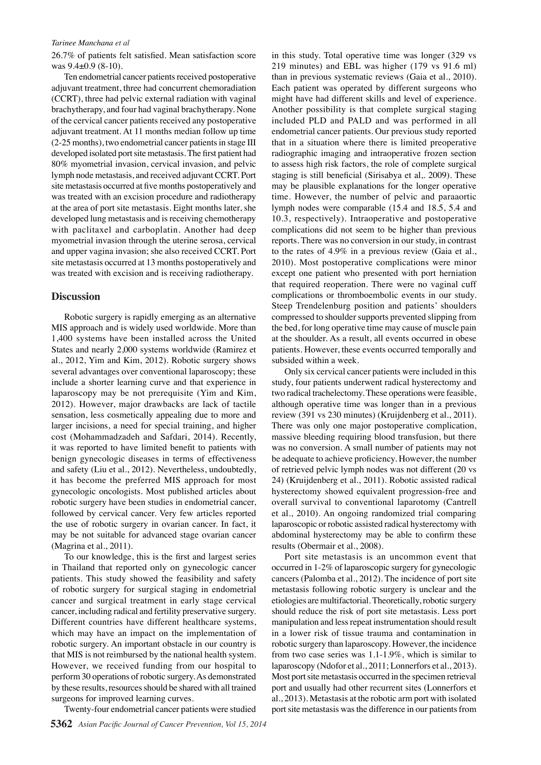26.7% of patients felt satisfied. Mean satisfaction score was 9.4±0.9 (8-10).

Ten endometrial cancer patients received postoperative adjuvant treatment, three had concurrent chemoradiation (CCRT), three had pelvic external radiation with vaginal brachytherapy, and four had vaginal brachytherapy. None of the cervical cancer patients received any postoperative adjuvant treatment. At 11 months median follow up time (2-25 months), two endometrial cancer patients in stage III developed isolated port site metastasis. The first patient had 80% myometrial invasion, cervical invasion, and pelvic lymph node metastasis, and received adjuvant CCRT. Port site metastasis occurred at five months postoperatively and was treated with an excision procedure and radiotherapy at the area of port site metastasis. Eight months later, she developed lung metastasis and is receiving chemotherapy with paclitaxel and carboplatin. Another had deep myometrial invasion through the uterine serosa, cervical and upper vagina invasion; she also received CCRT. Port site metastasis occurred at 13 months postoperatively and was treated with excision and is receiving radiotherapy.

## Discussion

Robotic surgery is rapidly emerging as an alternative MIS approach and is widely used worldwide. More than 1,400 systems have been installed across the United States and nearly 2,000 systems worldwide (Ramirez et al., 2012, Yim and Kim, 2012). Robotic surgery shows several advantages over conventional laparoscopy; these include a shorter learning curve and that experience in laparoscopy may be not prerequisite (Yim and Kim, 2012). However, major drawbacks are lack of tactile sensation, less cosmetically appealing due to more and larger incisions, a need for special training, and higher cost (Mohammadzadeh and Safdari, 2014). Recently, it was reported to have limited benefit to patients with benign gynecologic diseases in terms of effectiveness and safety (Liu et al., 2012). Nevertheless, undoubtedly, it has become the preferred MIS approach for most gynecologic oncologists. Most published articles about robotic surgery have been studies in endometrial cancer, followed by cervical cancer. Very few articles reported the use of robotic surgery in ovarian cancer. In fact, it may be not suitable for advanced stage ovarian cancer (Magrina et al., 2011).

To our knowledge, this is the first and largest series in Thailand that reported only on gynecologic cancer patients. This study showed the feasibility and safety of robotic surgery for surgical staging in endometrial cancer and surgical treatment in early stage cervical cancer, including radical and fertility preservative surgery. Different countries have different healthcare systems, which may have an impact on the implementation of robotic surgery. An important obstacle in our country is that MIS is not reimbursed by the national health system. However, we received funding from our hospital to perform 30 operations of robotic surgery. As demonstrated by these results, resources should be shared with all trained surgeons for improved learning curves.

Twenty-four endometrial cancer patients were studied in this study. Total operative time was longer (329 vs 219 minutes) and EBL was higher (179 vs 91.6 ml) than in previous systematic reviews (Gaia et al., 2010). Each patient was operated by different surgeons who might have had different skills and level of experience. Another possibility is that complete surgical staging included PLD and PALD and was performed in all endometrial cancer patients. Our previous study reported that in a situation where there is limited preoperative radiographic imaging and intraoperative frozen section to assess high risk factors, the role of complete surgical staging is still beneficial (Sirisabya et al,. 2009). These may be plausible explanations for the longer operative time. However, the number of pelvic and paraaortic lymph nodes were comparable (15.4 and 18.5, 5.4 and 10.3, respectively). Intraoperative and postoperative complications did not seem to be higher than previous reports. There was no conversion in our study, in contrast to the rates of 4.9% in a previous review (Gaia et al., 2010). Most postoperative complications were minor except one patient who presented with port herniation that required reoperation. There were no vaginal cuff complications or thromboembolic events in our study. Steep Trendelenburg position and patients' shoulders compressed to shoulder supports prevented slipping from the bed, for long operative time may cause of muscle pain at the shoulder. As a result, all events occurred in obese patients. However, these events occurred temporally and subsided within a week.

Only six cervical cancer patients were included in this study, four patients underwent radical hysterectomy and two radical trachelectomy. These operations were feasible, although operative time was longer than in a previous review (391 vs 230 minutes) (Kruijdenberg et al., 2011). There was only one major postoperative complication, massive bleeding requiring blood transfusion, but there was no conversion. A small number of patients may not be adequate to achieve proficiency. However, the number of retrieved pelvic lymph nodes was not different (20 vs 24) (Kruijdenberg et al., 2011). Robotic assisted radical hysterectomy showed equivalent progression-free and overall survival to conventional laparotomy (Cantrell et al., 2010). An ongoing randomized trial comparing laparoscopic or robotic assisted radical hysterectomy with abdominal hysterectomy may be able to confirm these results (Obermair et al., 2008).

Port site metastasis is an uncommon event that occurred in 1-2% of laparoscopic surgery for gynecologic cancers (Palomba et al., 2012). The incidence of port site metastasis following robotic surgery is unclear and the etiologies are multifactorial. Theoretically, robotic surgery should reduce the risk of port site metastasis. Less port manipulation and less repeat instrumentation should result in a lower risk of tissue trauma and contamination in robotic surgery than laparoscopy. However, the incidence from two case series was 1.1-1.9%, which is similar to laparoscopy (Ndofor et al., 2011; Lonnerfors et al., 2013). Most port site metastasis occurred in the specimen retrieval port and usually had other recurrent sites (Lonnerfors et al., 2013). Metastasis at the robotic arm port with isolated port site metastasis was the difference in our patients from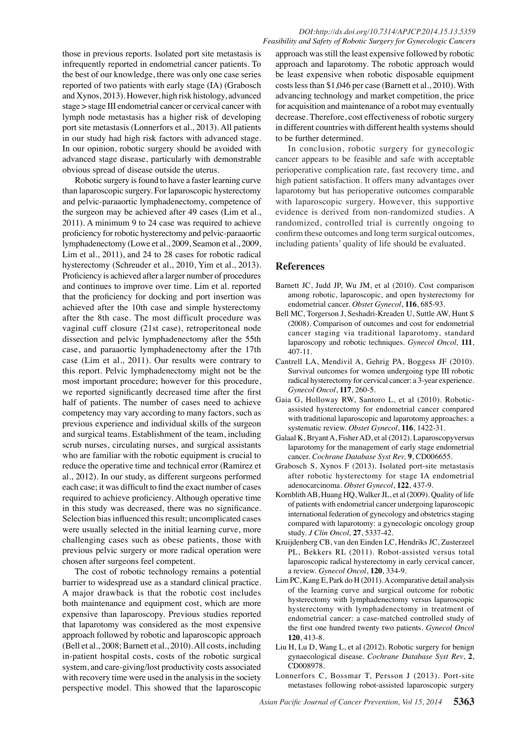those in previous reports. Isolated port site metastasis is infrequently reported in endometrial cancer patients. To the best of our knowledge, there was only one case series reported of two patients with early stage (IA) (Grabosch and Xynos, 2013). However, high risk histology, advanced stage > stage III endometrial cancer or cervical cancer with lymph node metastasis has a higher risk of developing port site metastasis (Lonnerfors et al., 2013). All patients in our study had high risk factors with advanced stage. In our opinion, robotic surgery should be avoided with advanced stage disease, particularly with demonstrable obvious spread of disease outside the uterus.

Robotic surgery is found to have a faster learning curve than laparoscopic surgery. For laparoscopic hysterectomy and pelvic-paraaortic lymphadenectomy, competence of the surgeon may be achieved after 49 cases (Lim et al., 2011). A minimum 9 to 24 case was required to achieve proficiency for robotic hysterectomy and pelvic-paraaortic lymphadenectomy (Lowe et al., 2009, Seamon et al., 2009, Lim et al., 2011), and 24 to 28 cases for robotic radical hysterectomy (Schreuder et al., 2010, Yim et al., 2013). Proficiency is achieved after a larger number of procedures and continues to improve over time. Lim et al. reported that the proficiency for docking and port insertion was achieved after the 10th case and simple hysterectomy after the 8th case. The most difficult procedure was vaginal cuff closure (21st case), retroperitoneal node dissection and pelvic lymphadenectomy after the 55th case, and paraaortic lymphadenectomy after the 17th case (Lim et al., 2011). Our results were contrary to this report. Pelvic lymphadenectomy might not be the most important procedure; however for this procedure, we reported significantly decreased time after the first half of patients. The number of cases need to achieve competency may vary according to many factors, such as previous experience and individual skills of the surgeon and surgical teams. Establishment of the team, including scrub nurses, circulating nurses, and surgical assistants who are familiar with the robotic equipment is crucial to reduce the operative time and technical error (Ramirez et al., 2012). In our study, as different surgeons performed each case; it was difficult to find the exact number of cases required to achieve proficiency. Although operative time in this study was decreased, there was no significance. Selection bias influenced this result; uncomplicated cases were usually selected in the initial learning curve, more challenging cases such as obese patients, those with previous pelvic surgery or more radical operation were chosen after surgeons feel competent.

The cost of robotic technology remains a potential barrier to widespread use as a standard clinical practice. A major drawback is that the robotic cost includes both maintenance and equipment cost, which are more expensive than laparoscopy. Previous studies reported that laparotomy was considered as the most expensive approach followed by robotic and laparoscopic approach (Bell et al., 2008; Barnett et al., 2010). All costs, including in-patient hospital costs, costs of the robotic surgical system, and care-giving/lost productivity costs associated with recovery time were used in the analysis in the society perspective model. This showed that the laparoscopic approach was still the least expensive followed by robotic approach and laparotomy. The robotic approach would be least expensive when robotic disposable equipment costs less than $1,046 per case (Barnett et al., 2010). With advancing technology and market competition, the price for acquisition and maintenance of a robot may eventually decrease. Therefore, cost effectiveness of robotic surgery in different countries with different health systems should to be further determined.

In conclusion, robotic surgery for gynecologic cancer appears to be feasible and safe with acceptable perioperative complication rate, fast recovery time, and high patient satisfaction. It offers many advantages over laparotomy but has perioperative outcomes comparable with laparoscopic surgery. However, this supportive evidence is derived from non-randomized studies. A randomized, controlled trial is currently ongoing to confirm these outcomes and long term surgical outcomes, including patients' quality of life should be evaluated.

## References

Barnett JC, Judd JP, Wu JM, et al (2010). Cost comparison among robotic, laparoscopic, and open hysterectomy for endometrial cancer. *Obstet Gynecol*, **116**, 685-93.

Bell MC, Torgerson J, Seshadri-Kreaden U, Suttle AW, Hunt S (2008). Comparison of outcomes and cost for endometrial cancer staging via traditional laparotomy, standard laparoscopy and robotic techniques. *Gynecol Oncol,* **111**, 407-11.

Cantrell LA, Mendivil A, Gehrig PA, Boggess JF (2010). Survival outcomes for women undergoing type III robotic radical hysterectomy for cervical cancer: a 3-year experience. *Gynecol Oncol*, **117**, 260-5.

Gaia G, Holloway RW, Santoro L, et al (2010). Robotic-assisted hysterectomy for endometrial cancer compared with traditional laparoscopic and laparotomy approaches: a systematic review. *Obstet Gynecol*, **116**, 1422-31.

Galaal K, Bryant A, Fisher AD, et al (2012). Laparoscopyversus laparotomy for the management of early stage endometrial cancer. *Cochrane Database Syst Rev,* **9**, CD006655.

Grabosch S, Xynos F (2013). Isolated port-site metastasis after robotic hysterectomy for stage IA endometrial adenocarcinoma. *Obstet Gynecol*, **122**, 437-9.

Kornblith AB, Huang HQ, Walker JL, et al (2009). Quality of life of patients with endometrial cancer undergoing laparoscopic international federation of gynecology and obstetrics staging compared with laparotomy: a gynecologic oncology group study. *J Clin Oncol,* **27**, 5337-42.

Kruijdenberg CB, van den Einden LC, Hendriks JC, Zusterzeel PL, Bekkers RL (2011). Robot-assisted versus total laparoscopic radical hysterectomy in early cervical cancer, a review. *Gynecol Oncol*, **120**, 334-9.

Lim PC, Kang E, Park do H (2011). A comparative detail analysis of the learning curve and surgical outcome for robotic hysterectomy with lymphadenectomy versus laparoscopic hysterectomy with lymphadenectomy in treatment of endometrial cancer: a case-matched controlled study of the first one hundred twenty two patients. *Gynecol Oncol* **120**, 413-8.

Liu H, Lu D, Wang L, et al (2012). Robotic surgery for benign gynaecological disease. *Cochrane Database Syst Rev*, **2**, CD008978.

Lonnerfors C, Bossmar T, Persson J (2013). Port-site metastases following robot-assisted laparoscopic surgery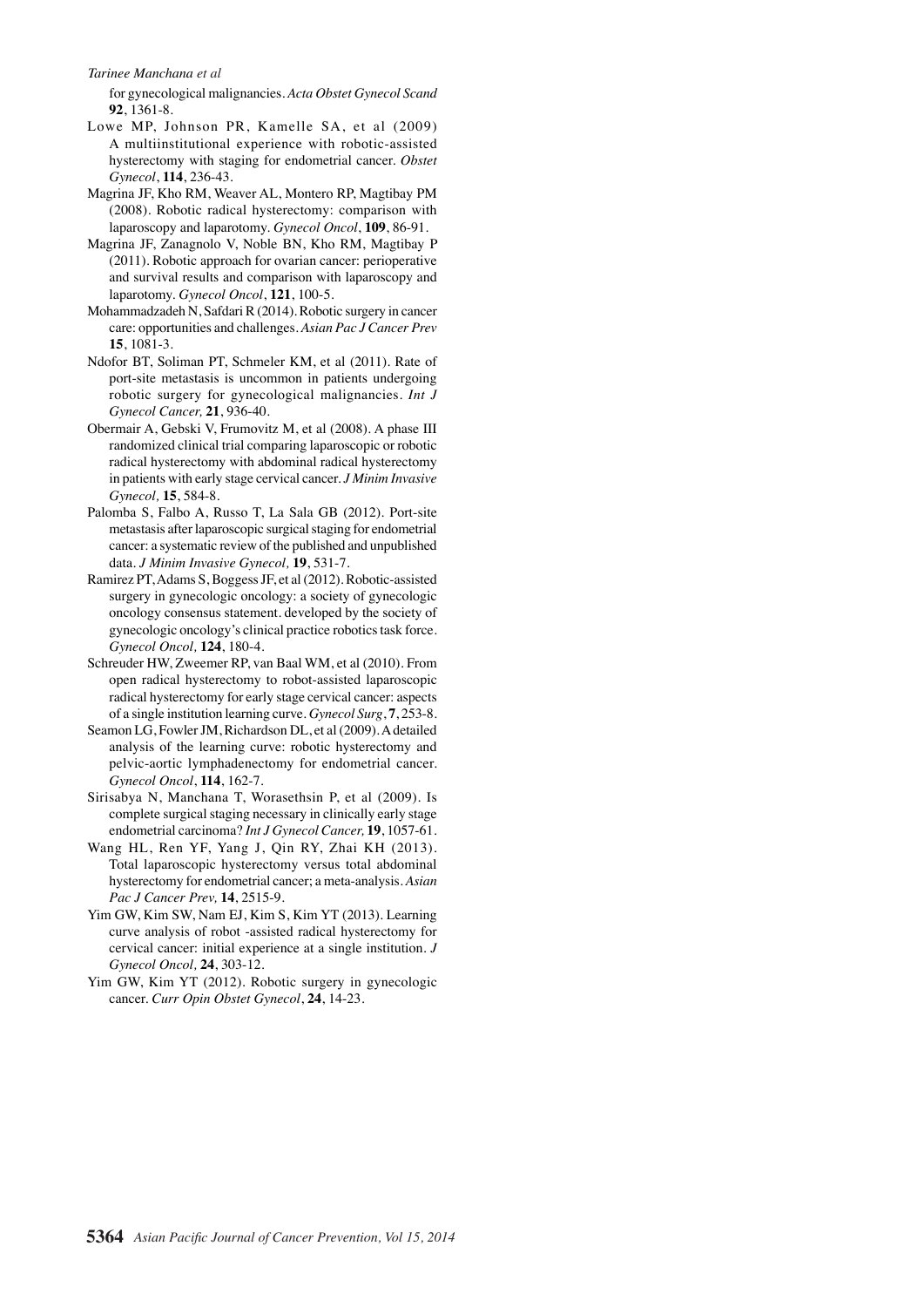for gynecological malignancies. *Acta Obstet Gynecol Scand* **92**, 1361-8.

Lowe MP, Johnson PR, Kamelle SA, et al (2009) A multiinstitutional experience with robotic-assisted hysterectomy with staging for endometrial cancer. *Obstet Gynecol*, **114**, 236-43.

Magrina JF, Kho RM, Weaver AL, Montero RP, Magtibay PM (2008). Robotic radical hysterectomy: comparison with laparoscopy and laparotomy. *Gynecol Oncol*, **109**, 86-91.

Magrina JF, Zanagnolo V, Noble BN, Kho RM, Magtibay P (2011). Robotic approach for ovarian cancer: perioperative and survival results and comparison with laparoscopy and laparotomy. *Gynecol Oncol*, **121**, 100-5.

Mohammadzadeh N, Safdari R (2014). Robotic surgery in cancer care: opportunities and challenges. *Asian Pac J Cancer Prev* **15**, 1081-3.

Ndofor BT, Soliman PT, Schmeler KM, et al (2011). Rate of port-site metastasis is uncommon in patients undergoing robotic surgery for gynecological malignancies. *Int J Gynecol Cancer,* **21**, 936-40.

Obermair A, Gebski V, Frumovitz M, et al (2008). A phase III randomized clinical trial comparing laparoscopic or robotic radical hysterectomy with abdominal radical hysterectomy in patients with early stage cervical cancer. *J Minim Invasive Gynecol,* **15**, 584-8.

Palomba S, Falbo A, Russo T, La Sala GB (2012). Port-site metastasis after laparoscopic surgical staging for endometrial cancer: a systematic review of the published and unpublished data. *J Minim Invasive Gynecol,* **19**, 531-7.

Ramirez PT, Adams S, Boggess JF, et al (2012). Robotic-assisted surgery in gynecologic oncology: a society of gynecologic oncology consensus statement. developed by the society of gynecologic oncology's clinical practice robotics task force. *Gynecol Oncol,* **124**, 180-4.

Schreuder HW, Zweemer RP, van Baal WM, et al (2010). From open radical hysterectomy to robot-assisted laparoscopic radical hysterectomy for early stage cervical cancer: aspects of a single institution learning curve. *Gynecol Surg*, **7**, 253-8.

Seamon LG, Fowler JM, Richardson DL, et al (2009). A detailed analysis of the learning curve: robotic hysterectomy and pelvic-aortic lymphadenectomy for endometrial cancer. *Gynecol Oncol*, **114**, 162-7.

Sirisabya N, Manchana T, Worasethsin P, et al (2009). Is complete surgical staging necessary in clinically early stage endometrial carcinoma? *Int J Gynecol Cancer,* **19**, 1057-61.

Wang HL, Ren YF, Yang J, Qin RY, Zhai KH (2013). Total laparoscopic hysterectomy versus total abdominal hysterectomy for endometrial cancer; a meta-analysis. *Asian Pac J Cancer Prev,* **14**, 2515-9.

Yim GW, Kim SW, Nam EJ, Kim S, Kim YT (2013). Learning curve analysis of robot -assisted radical hysterectomy for cervical cancer: initial experience at a single institution. *J Gynecol Oncol,* **24**, 303-12.

Yim GW, Kim YT (2012). Robotic surgery in gynecologic cancer. *Curr Opin Obstet Gynecol*, **24**, 14-23.